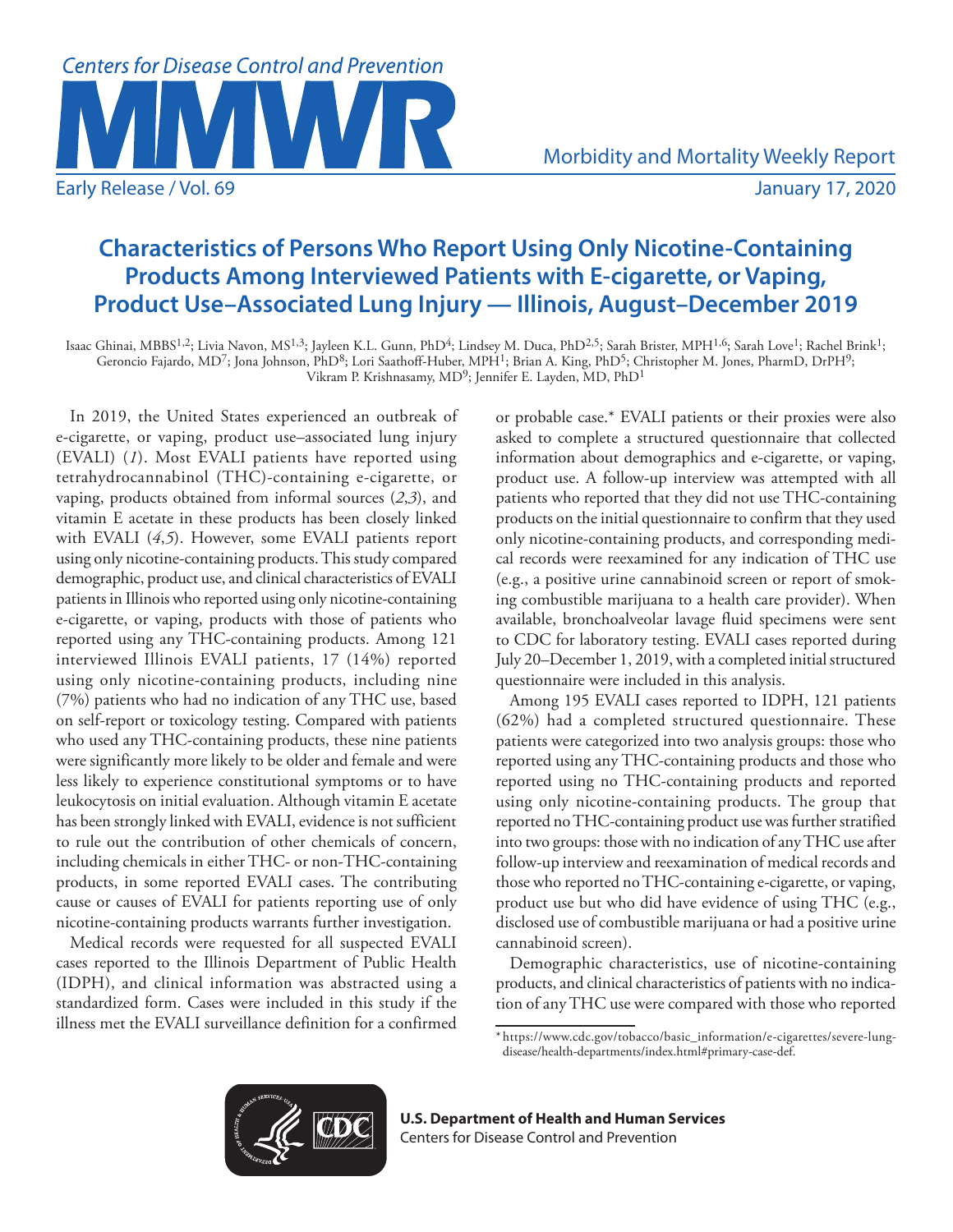# Characteristics of Persons Who Report Using Only Nicotine-Containing Products Among Interviewed Patients with E-cigarette, or Vaping, Product Use–Associated Lung Injury — Illinois, August–December 2019

Isaac Ghinai, MBBS[1,2]; Livia Navon, MS[1,3]; Jayleen K.L. Gunn, PhD[4]; Lindsey M. Duca, PhD[2,5]; Sarah Brister, MPH[1,6]; Sarah Love[1]; Rachel Brink[1]; Geroncio Fajardo, MD[7]; Jona Johnson, PhD[8]; Lori Saathoff-Huber, MPH[1]; Brian A. King, PhD[5]; Christopher M. Jones, PharmD, DrPH[9]; Vikram P. Krishnasamy, MD[9]; Jennifer E. Layden, MD, PhD[1]

In 2019, the United States experienced an outbreak of e-cigarette, or vaping, product use–associated lung injury (EVALI) (*1*). Most EVALI patients have reported using tetrahydrocannabinol (THC)-containing e-cigarette, or vaping, products obtained from informal sources (*2*,*3*), and vitamin E acetate in these products has been closely linked with EVALI (*4*,*5*). However, some EVALI patients report using only nicotine-containing products. This study compared demographic, product use, and clinical characteristics of EVALI patients in Illinois who reported using only nicotine-containing e-cigarette, or vaping, products with those of patients who reported using any THC-containing products. Among 121 interviewed Illinois EVALI patients, 17 (14%) reported using only nicotine-containing products, including nine (7%) patients who had no indication of any THC use, based on self-report or toxicology testing. Compared with patients who used any THC-containing products, these nine patients were significantly more likely to be older and female and were less likely to experience constitutional symptoms or to have leukocytosis on initial evaluation. Although vitamin E acetate has been strongly linked with EVALI, evidence is not sufficient to rule out the contribution of other chemicals of concern, including chemicals in either THC- or non-THC-containing products, in some reported EVALI cases. The contributing cause or causes of EVALI for patients reporting use of only nicotine-containing products warrants further investigation.

Medical records were requested for all suspected EVALI cases reported to the Illinois Department of Public Health (IDPH), and clinical information was abstracted using a standardized form. Cases were included in this study if the illness met the EVALI surveillance definition for a confirmed or probable case.* EVALI patients or their proxies were also asked to complete a structured questionnaire that collected information about demographics and e-cigarette, or vaping, product use. A follow-up interview was attempted with all patients who reported that they did not use THC-containing products on the initial questionnaire to confirm that they used only nicotine-containing products, and corresponding medical records were reexamined for any indication of THC use (e.g., a positive urine cannabinoid screen or report of smoking combustible marijuana to a health care provider). When available, bronchoalveolar lavage fluid specimens were sent to CDC for laboratory testing. EVALI cases reported during July 20–December 1, 2019, with a completed initial structured questionnaire were included in this analysis.

Among 195 EVALI cases reported to IDPH, 121 patients (62%) had a completed structured questionnaire. These patients were categorized into two analysis groups: those who reported using any THC-containing products and those who reported using no THC-containing products and reported using only nicotine-containing products. The group that reported no THC-containing product use was further stratified into two groups: those with no indication of any THC use after follow-up interview and reexamination of medical records and those who reported no THC-containing e-cigarette, or vaping, product use but who did have evidence of using THC (e.g., disclosed use of combustible marijuana or had a positive urine cannabinoid screen).

Demographic characteristics, use of nicotine-containing products, and clinical characteristics of patients with no indication of any THC use were compared with those who reported

* https://www.cdc.gov/tobacco/basic_information/e-cigarettes/severe-lung-disease/health-departments/index.html#primary-case-def.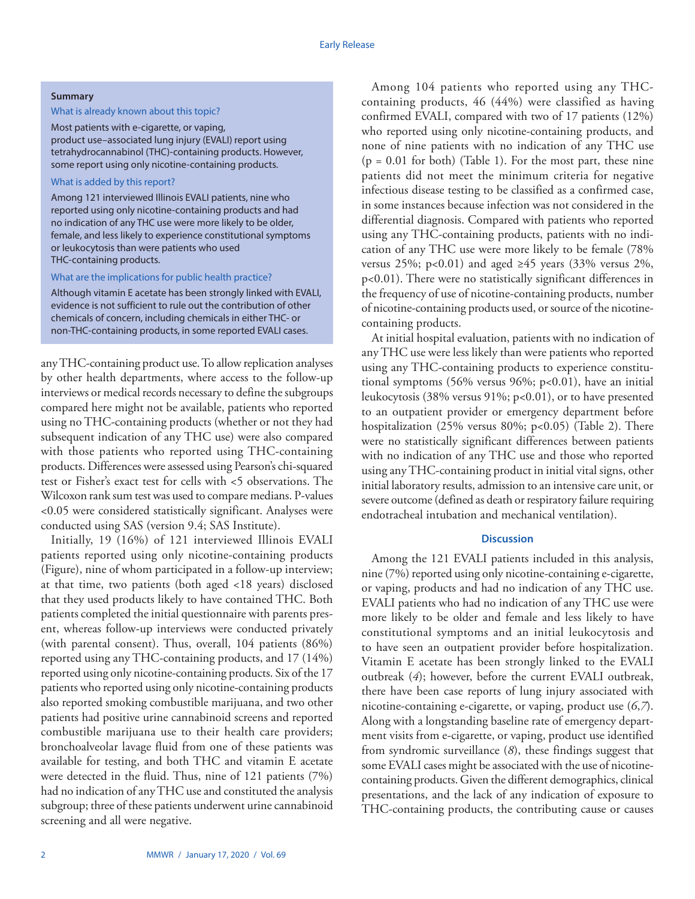**Summary**

What is already known about this topic?

Most patients with e-cigarette, or vaping, product use–associated lung injury (EVALI) report using tetrahydrocannabinol (THC)-containing products. However, some report using only nicotine-containing products.

What is added by this report?

Among 121 interviewed Illinois EVALI patients, nine who reported using only nicotine-containing products and had no indication of any THC use were more likely to be older, female, and less likely to experience constitutional symptoms or leukocytosis than were patients who used THC-containing products.

What are the implications for public health practice?

Although vitamin E acetate has been strongly linked with EVALI, evidence is not sufficient to rule out the contribution of other chemicals of concern, including chemicals in either THC- or non-THC-containing products, in some reported EVALI cases.

any THC-containing product use. To allow replication analyses by other health departments, where access to the follow-up interviews or medical records necessary to define the subgroups compared here might not be available, patients who reported using no THC-containing products (whether or not they had subsequent indication of any THC use) were also compared with those patients who reported using THC-containing products. Differences were assessed using Pearson's chi-squared test or Fisher's exact test for cells with <5 observations. The Wilcoxon rank sum test was used to compare medians. P-values <0.05 were considered statistically significant. Analyses were conducted using SAS (version 9.4; SAS Institute).

Initially, 19 (16%) of 121 interviewed Illinois EVALI patients reported using only nicotine-containing products (Figure), nine of whom participated in a follow-up interview; at that time, two patients (both aged <18 years) disclosed that they used products likely to have contained THC. Both patients completed the initial questionnaire with parents present, whereas follow-up interviews were conducted privately (with parental consent). Thus, overall, 104 patients (86%) reported using any THC-containing products, and 17 (14%) reported using only nicotine-containing products. Six of the 17 patients who reported using only nicotine-containing products also reported smoking combustible marijuana, and two other patients had positive urine cannabinoid screens and reported combustible marijuana use to their health care providers; bronchoalveolar lavage fluid from one of these patients was available for testing, and both THC and vitamin E acetate were detected in the fluid. Thus, nine of 121 patients (7%) had no indication of any THC use and constituted the analysis subgroup; three of these patients underwent urine cannabinoid screening and all were negative.

Among 104 patients who reported using any THC-containing products, 46 (44%) were classified as having confirmed EVALI, compared with two of 17 patients (12%) who reported using only nicotine-containing products, and none of nine patients with no indication of any THC use ($p = 0.01$ for both) (Table 1). For the most part, these nine patients did not meet the minimum criteria for negative infectious disease testing to be classified as a confirmed case, in some instances because infection was not considered in the differential diagnosis. Compared with patients who reported using any THC-containing products, patients with no indication of any THC use were more likely to be female (78% versus 25%; $p<0.01$) and aged ≥45 years (33% versus 2%, $p<0.01$). There were no statistically significant differences in the frequency of use of nicotine-containing products, number of nicotine-containing products used, or source of the nicotine-containing products.

At initial hospital evaluation, patients with no indication of any THC use were less likely than were patients who reported using any THC-containing products to experience constitutional symptoms (56% versus 96%; $p<0.01$), have an initial leukocytosis (38% versus 91%; $p<0.01$), or to have presented to an outpatient provider or emergency department before hospitalization (25% versus 80%; $p<0.05$) (Table 2). There were no statistically significant differences between patients with no indication of any THC use and those who reported using any THC-containing product in initial vital signs, other initial laboratory results, admission to an intensive care unit, or severe outcome (defined as death or respiratory failure requiring endotracheal intubation and mechanical ventilation).

## Discussion

Among the 121 EVALI patients included in this analysis, nine (7%) reported using only nicotine-containing e-cigarette, or vaping, products and had no indication of any THC use. EVALI patients who had no indication of any THC use were more likely to be older and female and less likely to have constitutional symptoms and an initial leukocytosis and to have seen an outpatient provider before hospitalization. Vitamin E acetate has been strongly linked to the EVALI outbreak (*4*); however, before the current EVALI outbreak, there have been case reports of lung injury associated with nicotine-containing e-cigarette, or vaping, product use (*6*,*7*). Along with a longstanding baseline rate of emergency department visits from e-cigarette, or vaping, product use identified from syndromic surveillance (*8*), these findings suggest that some EVALI cases might be associated with the use of nicotine-containing products. Given the different demographics, clinical presentations, and the lack of any indication of exposure to THC-containing products, the contributing cause or causes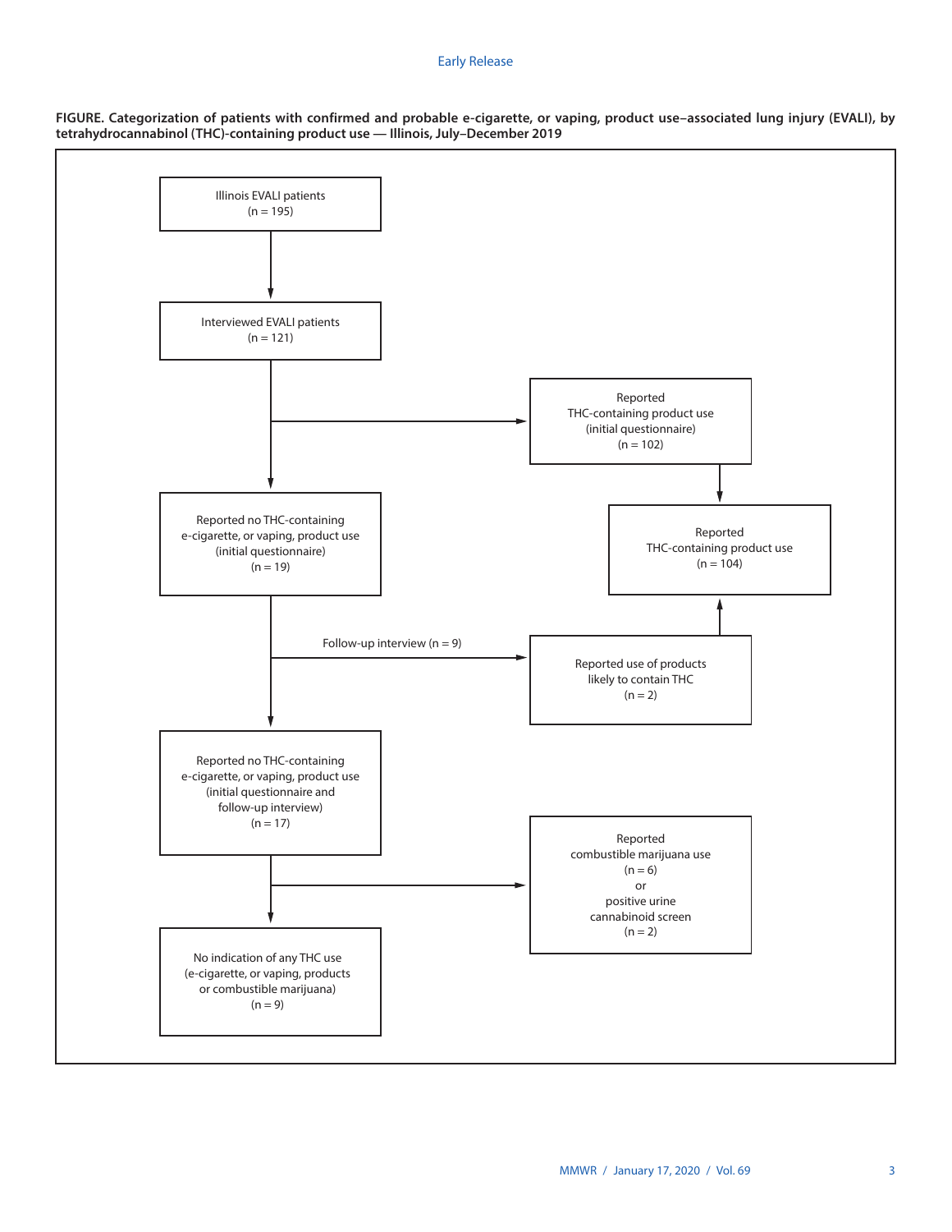**FIGURE. Categorization of patients with confirmed and probable e-cigarette, or vaping, product use–associated lung injury (EVALI), by tetrahydrocannabinol (THC)-containing product use — Illinois, July–December 2019**

Illinois EVALI patients
(n = 195)

Interviewed EVALI patients
(n = 121)

Reported THC-containing product use (initial questionnaire)
(n = 102)

Reported no THC-containing e-cigarette, or vaping, product use (initial questionnaire)
(n = 19)

Reported THC-containing product use
(n = 104)

Follow-up interview (n = 9)

Reported use of products likely to contain THC
(n = 2)

Reported no THC-containing e-cigarette, or vaping, product use (initial questionnaire and follow-up interview)
(n = 17)

Reported combustible marijuana use
(n = 6)
or
positive urine cannabinoid screen
(n = 2)

No indication of any THC use (e-cigarette, or vaping, products or combustible marijuana)
(n = 9)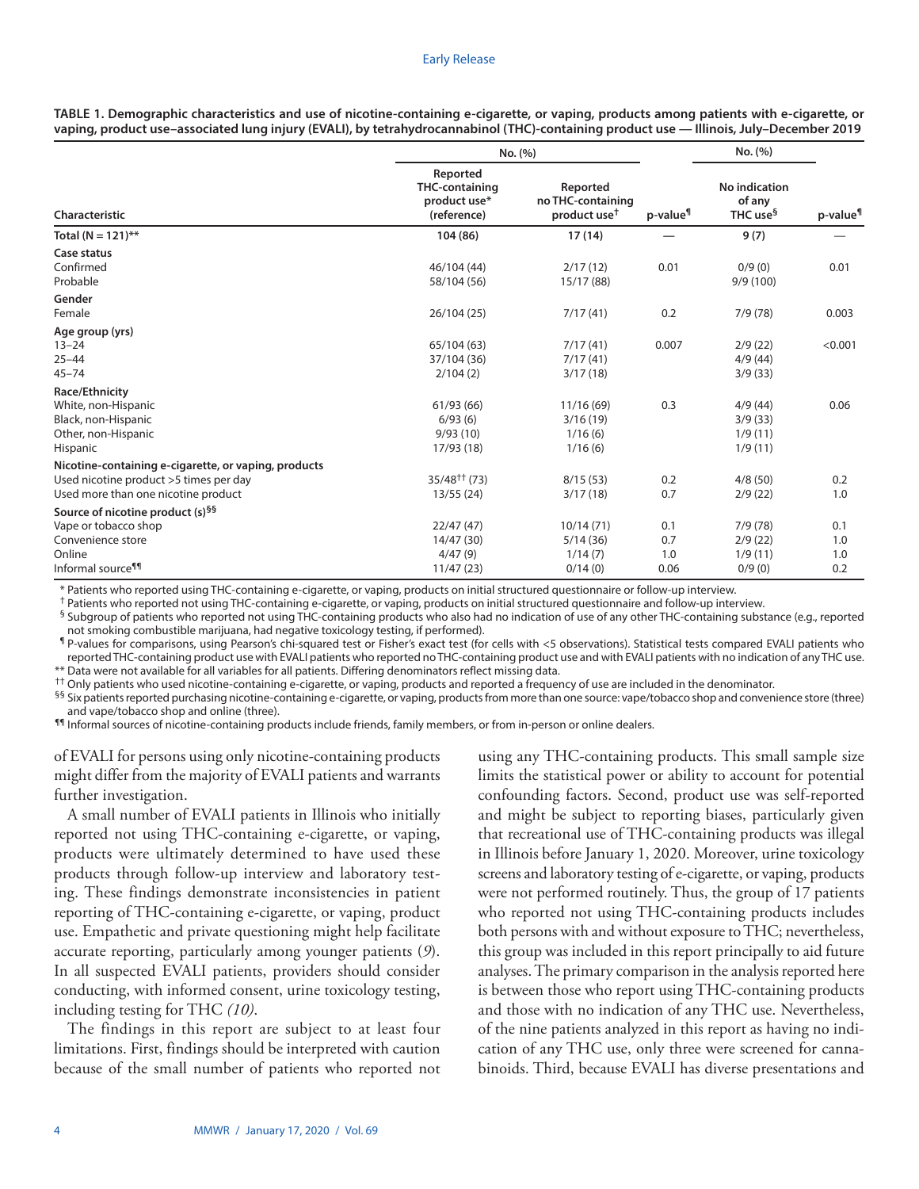**TABLE 1. Demographic characteristics and use of nicotine-containing e-cigarette, or vaping, products among patients with e-cigarette, or vaping, product use–associated lung injury (EVALI), by tetrahydrocannabinol (THC)-containing product use — Illinois, July–December 2019**

| Characteristic | No. (%) | | | No. (%) | |
|---|---|---|---|---|---|
| | Reported THC-containing product use* (reference) | Reported no THC-containing product use† | p-value¶ | No indication of any THC use§ | p-value¶ |
| **Total (N = 121)**** | **104 (86)** | **17 (14)** | — | **9 (7)** | — |
| **Case status** | | | | | |
| Confirmed | 46/104 (44) | 2/17 (12) | 0.01 | 0/9 (0) | 0.01 |
| Probable | 58/104 (56) | 15/17 (88) | | 9/9 (100) | |
| **Gender** | | | | | |
| Female | 26/104 (25) | 7/17 (41) | 0.2 | 7/9 (78) | 0.003 |
| **Age group (yrs)** | | | | | |
| 13–24 | 65/104 (63) | 7/17 (41) | 0.007 | 2/9 (22) | <0.001 |
| 25–44 | 37/104 (36) | 7/17 (41) | | 4/9 (44) | |
| 45–74 | 2/104 (2) | 3/17 (18) | | 3/9 (33) | |
| **Race/Ethnicity** | | | | | |
| White, non-Hispanic | 61/93 (66) | 11/16 (69) | 0.3 | 4/9 (44) | 0.06 |
| Black, non-Hispanic | 6/93 (6) | 3/16 (19) | | 3/9 (33) | |
| Other, non-Hispanic | 9/93 (10) | 1/16 (6) | | 1/9 (11) | |
| Hispanic | 17/93 (18) | 1/16 (6) | | 1/9 (11) | |
| **Nicotine-containing e-cigarette, or vaping, products** | | | | | |
| Used nicotine product >5 times per day | 35/48†† (73) | 8/15 (53) | 0.2 | 4/8 (50) | 0.2 |
| Used more than one nicotine product | 13/55 (24) | 3/17 (18) | 0.7 | 2/9 (22) | 1.0 |
| **Source of nicotine product (s)§§** | | | | | |
| Vape or tobacco shop | 22/47 (47) | 10/14 (71) | 0.1 | 7/9 (78) | 0.1 |
| Convenience store | 14/47 (30) | 5/14 (36) | 0.7 | 2/9 (22) | 1.0 |
| Online | 4/47 (9) | 1/14 (7) | 1.0 | 1/9 (11) | 1.0 |
| Informal source¶¶ | 11/47 (23) | 0/14 (0) | 0.06 | 0/9 (0) | 0.2 |

* Patients who reported using THC-containing e-cigarette, or vaping, products on initial structured questionnaire or follow-up interview.
† Patients who reported not using THC-containing e-cigarette, or vaping, products on initial structured questionnaire and follow-up interview.
§ Subgroup of patients who reported not using THC-containing products who also had no indication of use of any other THC-containing substance (e.g., reported not smoking combustible marijuana, had negative toxicology testing, if performed).
¶ P-values for comparisons, using Pearson's chi-squared test or Fisher's exact test (for cells with <5 observations). Statistical tests compared EVALI patients who reported THC-containing product use with EVALI patients who reported no THC-containing product use and with EVALI patients with no indication of any THC use.
** Data were not available for all variables for all patients. Differing denominators reflect missing data.
†† Only patients who used nicotine-containing e-cigarette, or vaping, products and reported a frequency of use are included in the denominator.
§§ Six patients reported purchasing nicotine-containing e-cigarette, or vaping, products from more than one source: vape/tobacco shop and convenience store (three) and vape/tobacco shop and online (three).
¶¶ Informal sources of nicotine-containing products include friends, family members, or from in-person or online dealers.

of EVALI for persons using only nicotine-containing products might differ from the majority of EVALI patients and warrants further investigation.

A small number of EVALI patients in Illinois who initially reported not using THC-containing e-cigarette, or vaping, products were ultimately determined to have used these products through follow-up interview and laboratory testing. These findings demonstrate inconsistencies in patient reporting of THC-containing e-cigarette, or vaping, product use. Empathetic and private questioning might help facilitate accurate reporting, particularly among younger patients (*9*). In all suspected EVALI patients, providers should consider conducting, with informed consent, urine toxicology testing, including testing for THC *(10)*.

The findings in this report are subject to at least four limitations. First, findings should be interpreted with caution because of the small number of patients who reported not using any THC-containing products. This small sample size limits the statistical power or ability to account for potential confounding factors. Second, product use was self-reported and might be subject to reporting biases, particularly given that recreational use of THC-containing products was illegal in Illinois before January 1, 2020. Moreover, urine toxicology screens and laboratory testing of e-cigarette, or vaping, products were not performed routinely. Thus, the group of 17 patients who reported not using THC-containing products includes both persons with and without exposure to THC; nevertheless, this group was included in this report principally to aid future analyses. The primary comparison in the analysis reported here is between those who report using THC-containing products and those with no indication of any THC use. Nevertheless, of the nine patients analyzed in this report as having no indication of any THC use, only three were screened for cannabinoids. Third, because EVALI has diverse presentations and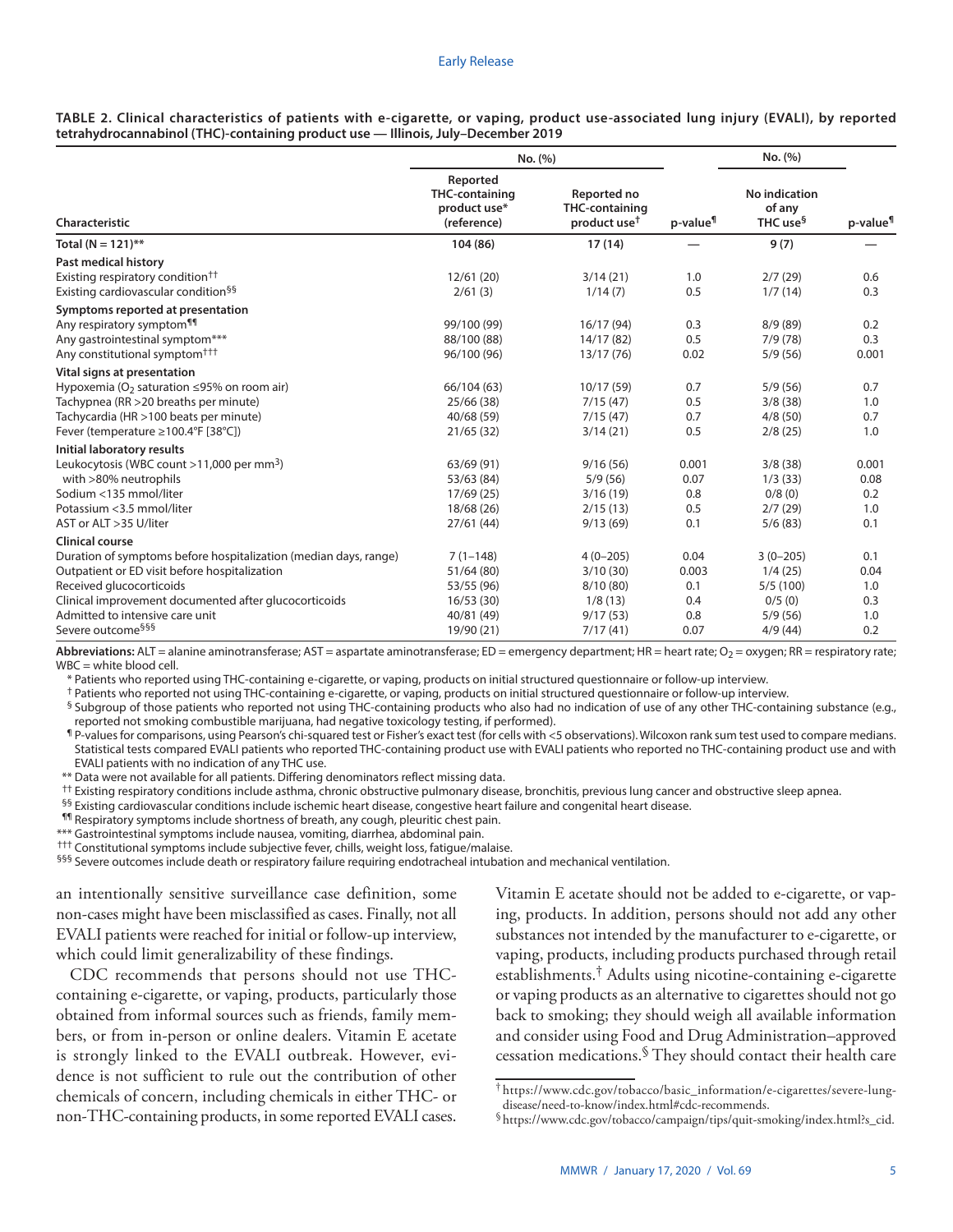**TABLE 2. Clinical characteristics of patients with e-cigarette, or vaping, product use-associated lung injury (EVALI), by reported tetrahydrocannabinol (THC)-containing product use — Illinois, July–December 2019**

| Characteristic | No. (%) | | | No. (%) | |
|---|---|---|---|---|---|
| | Reported THC-containing product use* (reference) | Reported no THC-containing product use† | p-value¶ | No indication of any THC use§ | p-value¶ |
| **Total (N = 121)**** | **104 (86)** | **17 (14)** | — | **9 (7)** | — |
| **Past medical history** | | | | | |
| Existing respiratory condition†† | 12/61 (20) | 3/14 (21) | 1.0 | 2/7 (29) | 0.6 |
| Existing cardiovascular condition§§ | 2/61 (3) | 1/14 (7) | 0.5 | 1/7 (14) | 0.3 |
| **Symptoms reported at presentation** | | | | | |
| Any respiratory symptom¶¶ | 99/100 (99) | 16/17 (94) | 0.3 | 8/9 (89) | 0.2 |
| Any gastrointestinal symptom*** | 88/100 (88) | 14/17 (82) | 0.5 | 7/9 (78) | 0.3 |
| Any constitutional symptom††† | 96/100 (96) | 13/17 (76) | 0.02 | 5/9 (56) | 0.001 |
| **Vital signs at presentation** | | | | | |
| Hypoxemia ($O_2$ saturation ≤95% on room air) | 66/104 (63) | 10/17 (59) | 0.7 | 5/9 (56) | 0.7 |
| Tachypnea (RR >20 breaths per minute) | 25/66 (38) | 7/15 (47) | 0.5 | 3/8 (38) | 1.0 |
| Tachycardia (HR >100 beats per minute) | 40/68 (59) | 7/15 (47) | 0.7 | 4/8 (50) | 0.7 |
| Fever (temperature ≥100.4°F [38°C]) | 21/65 (32) | 3/14 (21) | 0.5 | 2/8 (25) | 1.0 |
| **Initial laboratory results** | | | | | |
| Leukocytosis (WBC count >11,000 per $mm^3$) | 63/69 (91) | 9/16 (56) | 0.001 | 3/8 (38) | 0.001 |
| with >80% neutrophils | 53/63 (84) | 5/9 (56) | 0.07 | 1/3 (33) | 0.08 |
| Sodium <135 mmol/liter | 17/69 (25) | 3/16 (19) | 0.8 | 0/8 (0) | 0.2 |
| Potassium <3.5 mmol/liter | 18/68 (26) | 2/15 (13) | 0.5 | 2/7 (29) | 1.0 |
| AST or ALT >35 U/liter | 27/61 (44) | 9/13 (69) | 0.1 | 5/6 (83) | 0.1 |
| **Clinical course** | | | | | |
| Duration of symptoms before hospitalization (median days, range) | 7 (1–148) | 4 (0–205) | 0.04 | 3 (0–205) | 0.1 |
| Outpatient or ED visit before hospitalization | 51/64 (80) | 3/10 (30) | 0.003 | 1/4 (25) | 0.04 |
| Received glucocorticoids | 53/55 (96) | 8/10 (80) | 0.1 | 5/5 (100) | 1.0 |
| Clinical improvement documented after glucocorticoids | 16/53 (30) | 1/8 (13) | 0.4 | 0/5 (0) | 0.3 |
| Admitted to intensive care unit | 40/81 (49) | 9/17 (53) | 0.8 | 5/9 (56) | 1.0 |
| Severe outcome§§§ | 19/90 (21) | 7/17 (41) | 0.07 | 4/9 (44) | 0.2 |

**Abbreviations:** ALT = alanine aminotransferase; AST = aspartate aminotransferase; ED = emergency department; HR = heart rate; $O_2$ = oxygen; RR = respiratory rate; WBC = white blood cell.

\* Patients who reported using THC-containing e-cigarette, or vaping, products on initial structured questionnaire or follow-up interview.

† Patients who reported not using THC-containing e-cigarette, or vaping, products on initial structured questionnaire or follow-up interview.

§ Subgroup of those patients who reported not using THC-containing products who also had no indication of use of any other THC-containing substance (e.g., reported not smoking combustible marijuana, had negative toxicology testing, if performed).

¶ P-values for comparisons, using Pearson's chi-squared test or Fisher's exact test (for cells with <5 observations). Wilcoxon rank sum test used to compare medians. Statistical tests compared EVALI patients who reported THC-containing product use with EVALI patients who reported no THC-containing product use and with EVALI patients with no indication of any THC use.

** Data were not available for all patients. Differing denominators reflect missing data.

†† Existing respiratory conditions include asthma, chronic obstructive pulmonary disease, bronchitis, previous lung cancer and obstructive sleep apnea.

§§ Existing cardiovascular conditions include ischemic heart disease, congestive heart failure and congenital heart disease.

¶¶ Respiratory symptoms include shortness of breath, any cough, pleuritic chest pain.

*** Gastrointestinal symptoms include nausea, vomiting, diarrhea, abdominal pain.

††† Constitutional symptoms include subjective fever, chills, weight loss, fatigue/malaise.

§§§ Severe outcomes include death or respiratory failure requiring endotracheal intubation and mechanical ventilation.

an intentionally sensitive surveillance case definition, some non-cases might have been misclassified as cases. Finally, not all EVALI patients were reached for initial or follow-up interview, which could limit generalizability of these findings.

CDC recommends that persons should not use THC-containing e-cigarette, or vaping, products, particularly those obtained from informal sources such as friends, family members, or from in-person or online dealers. Vitamin E acetate is strongly linked to the EVALI outbreak. However, evidence is not sufficient to rule out the contribution of other chemicals of concern, including chemicals in either THC- or non-THC-containing products, in some reported EVALI cases. Vitamin E acetate should not be added to e-cigarette, or vaping, products. In addition, persons should not add any other substances not intended by the manufacturer to e-cigarette, or vaping, products, including products purchased through retail establishments.[†] Adults using nicotine-containing e-cigarette or vaping products as an alternative to cigarettes should not go back to smoking; they should weigh all available information and consider using Food and Drug Administration–approved cessation medications.[§] They should contact their health care

[†] https://www.cdc.gov/tobacco/basic_information/e-cigarettes/severe-lung-disease/need-to-know/index.html#cdc-recommends.

[§] https://www.cdc.gov/tobacco/campaign/tips/quit-smoking/index.html?s_cid.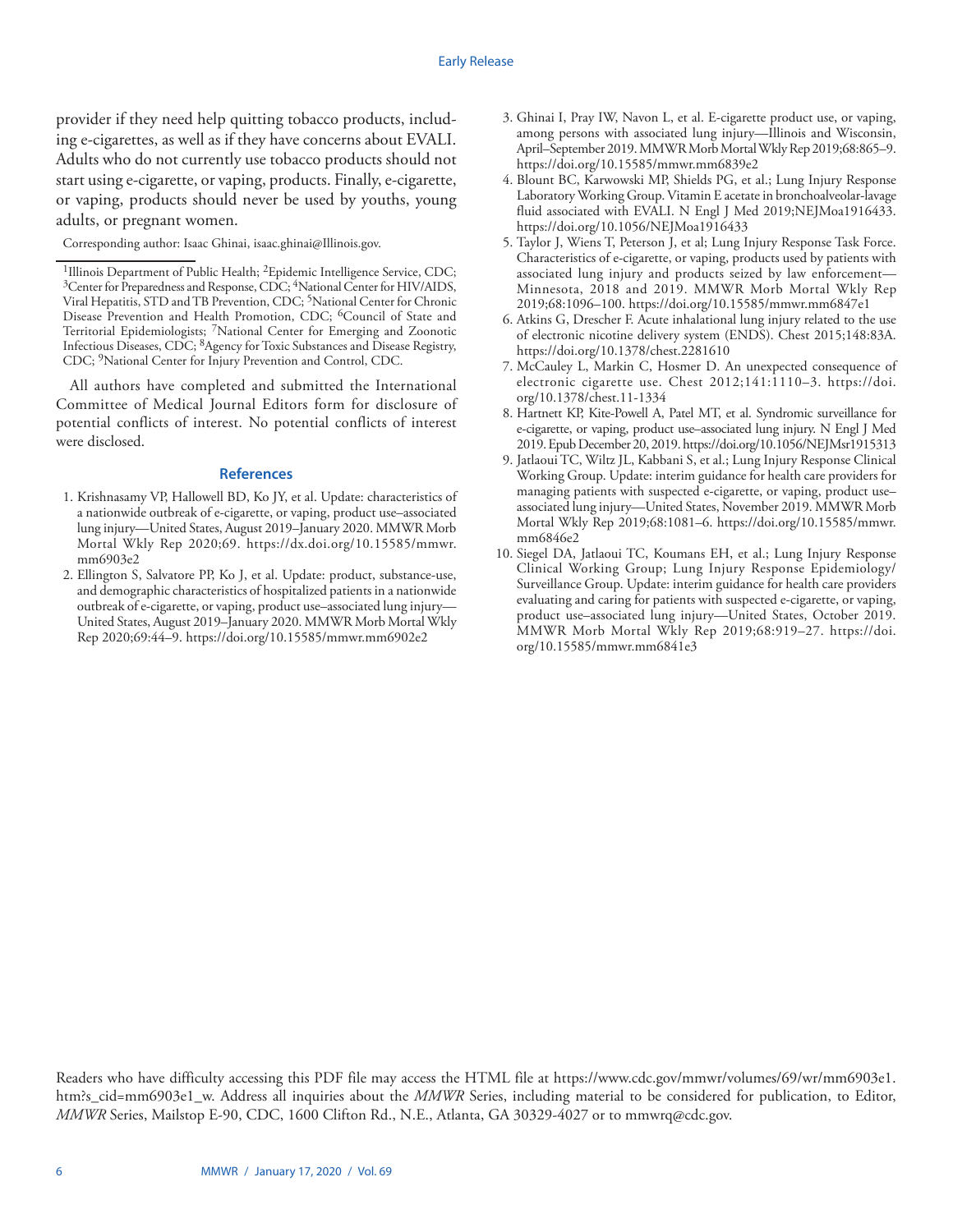provider if they need help quitting tobacco products, including e-cigarettes, as well as if they have concerns about EVALI. Adults who do not currently use tobacco products should not start using e-cigarette, or vaping, products. Finally, e-cigarette, or vaping, products should never be used by youths, young adults, or pregnant women.

Corresponding author: Isaac Ghinai, isaac.ghinai@Illinois.gov.

[1]Illinois Department of Public Health; [2]Epidemic Intelligence Service, CDC; [3]Center for Preparedness and Response, CDC; [4]National Center for HIV/AIDS, Viral Hepatitis, STD and TB Prevention, CDC; [5]National Center for Chronic Disease Prevention and Health Promotion, CDC; [6]Council of State and Territorial Epidemiologists; [7]National Center for Emerging and Zoonotic Infectious Diseases, CDC; [8]Agency for Toxic Substances and Disease Registry, CDC; [9]National Center for Injury Prevention and Control, CDC.

All authors have completed and submitted the International Committee of Medical Journal Editors form for disclosure of potential conflicts of interest. No potential conflicts of interest were disclosed.

## References

1. Krishnasamy VP, Hallowell BD, Ko JY, et al. Update: characteristics of a nationwide outbreak of e-cigarette, or vaping, product use–associated lung injury—United States, August 2019–January 2020. MMWR Morb Mortal Wkly Rep 2020;69. https://dx.doi.org/10.15585/mmwr.mm6903e2
2. Ellington S, Salvatore PP, Ko J, et al. Update: product, substance-use, and demographic characteristics of hospitalized patients in a nationwide outbreak of e-cigarette, or vaping, product use–associated lung injury—United States, August 2019–January 2020. MMWR Morb Mortal Wkly Rep 2020;69:44–9. https://doi.org/10.15585/mmwr.mm6902e2
3. Ghinai I, Pray IW, Navon L, et al. E-cigarette product use, or vaping, among persons with associated lung injury—Illinois and Wisconsin, April–September 2019. MMWR Morb Mortal Wkly Rep 2019;68:865–9. https://doi.org/10.15585/mmwr.mm6839e2
4. Blount BC, Karwowski MP, Shields PG, et al.; Lung Injury Response Laboratory Working Group. Vitamin E acetate in bronchoalveolar-lavage fluid associated with EVALI. N Engl J Med 2019;NEJMoa1916433. https://doi.org/10.1056/NEJMoa1916433
5. Taylor J, Wiens T, Peterson J, et al; Lung Injury Response Task Force. Characteristics of e-cigarette, or vaping, products used by patients with associated lung injury and products seized by law enforcement—Minnesota, 2018 and 2019. MMWR Morb Mortal Wkly Rep 2019;68:1096–100. https://doi.org/10.15585/mmwr.mm6847e1
6. Atkins G, Drescher F. Acute inhalational lung injury related to the use of electronic nicotine delivery system (ENDS). Chest 2015;148:83A. https://doi.org/10.1378/chest.2281610
7. McCauley L, Markin C, Hosmer D. An unexpected consequence of electronic cigarette use. Chest 2012;141:1110–3. https://doi.org/10.1378/chest.11-1334
8. Hartnett KP, Kite-Powell A, Patel MT, et al. Syndromic surveillance for e-cigarette, or vaping, product use–associated lung injury. N Engl J Med 2019. Epub December 20, 2019. https://doi.org/10.1056/NEJMsr1915313
9. Jatlaoui TC, Wiltz JL, Kabbani S, et al.; Lung Injury Response Clinical Working Group. Update: interim guidance for health care providers for managing patients with suspected e-cigarette, or vaping, product use–associated lung injury—United States, November 2019. MMWR Morb Mortal Wkly Rep 2019;68:1081–6. https://doi.org/10.15585/mmwr.mm6846e2
10. Siegel DA, Jatlaoui TC, Koumans EH, et al.; Lung Injury Response Clinical Working Group; Lung Injury Response Epidemiology/Surveillance Group. Update: interim guidance for health care providers evaluating and caring for patients with suspected e-cigarette, or vaping, product use–associated lung injury—United States, October 2019. MMWR Morb Mortal Wkly Rep 2019;68:919–27. https://doi.org/10.15585/mmwr.mm6841e3

Readers who have difficulty accessing this PDF file may access the HTML file at https://www.cdc.gov/mmwr/volumes/69/wr/mm6903e1.htm?s_cid=mm6903e1_w. Address all inquiries about the *MMWR* Series, including material to be considered for publication, to Editor, *MMWR* Series, Mailstop E-90, CDC, 1600 Clifton Rd., N.E., Atlanta, GA 30329-4027 or to mmwrq@cdc.gov.